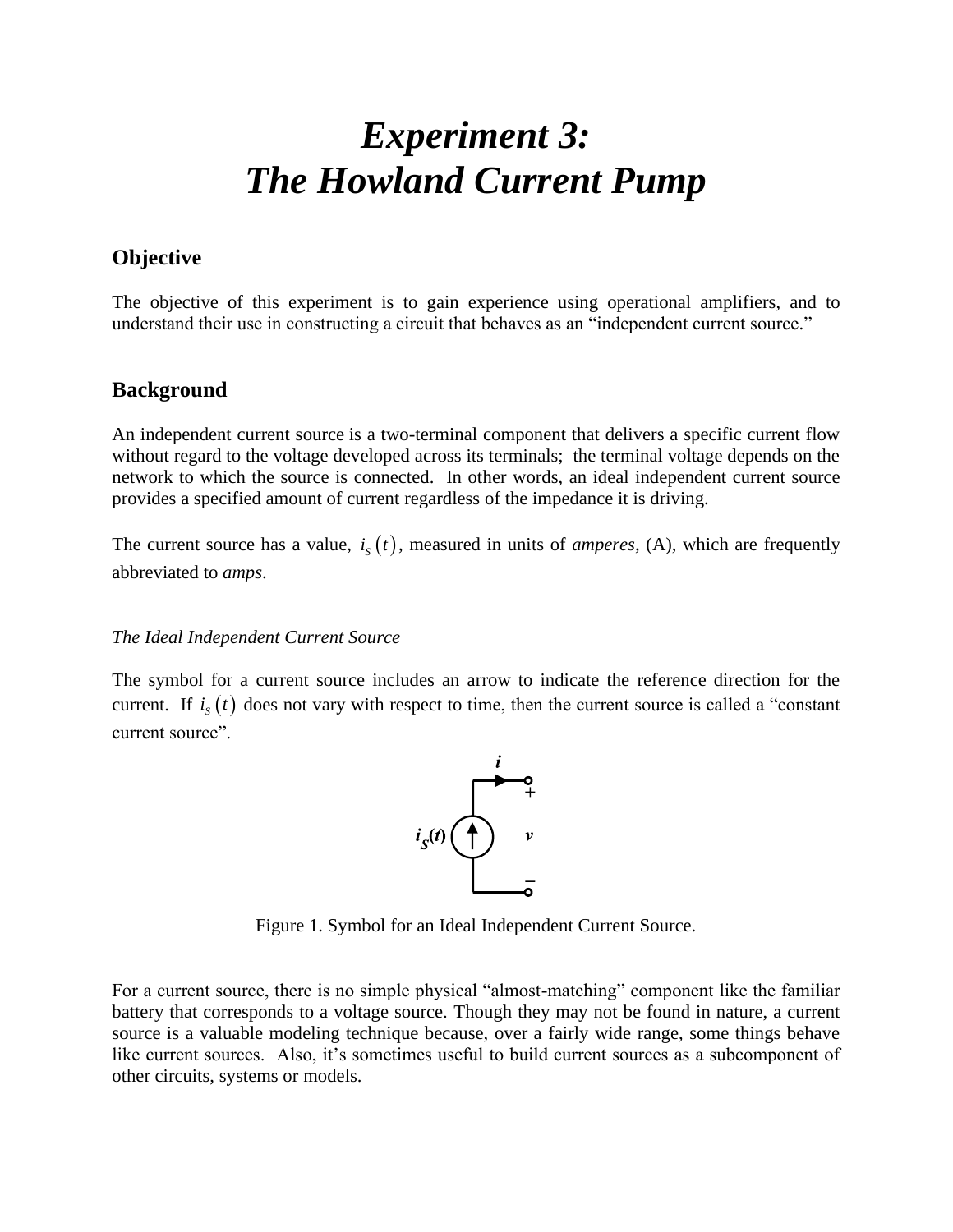# *Experiment 3: The Howland Current Pump*

## Objective

The objective of this experiment is to gain experience using operational amplifiers, and to understand their use in constructing a circuit that behaves as an "independent current source."

## Background

An independent current source is a two-terminal component that delivers a specific current flow without regard to the voltage developed across its terminals; the terminal voltage depends on the network to which the source is connected. In other words, an ideal independent current source provides a specified amount of current regardless of the impedance it is driving.

The current source has a value, $i_S(t)$, measured in units of *amperes*, (A), which are frequently abbreviated to *amps*.

### *The Ideal Independent Current Source*

The symbol for a current source includes an arrow to indicate the reference direction for the current. If $i_S(t)$ does not vary with respect to time, then the current source is called a "constant current source".

Figure 1. Symbol for an Ideal Independent Current Source.

For a current source, there is no simple physical "almost-matching" component like the familiar battery that corresponds to a voltage source. Though they may not be found in nature, a current source is a valuable modeling technique because, over a fairly wide range, some things behave like current sources. Also, it's sometimes useful to build current sources as a subcomponent of other circuits, systems or models.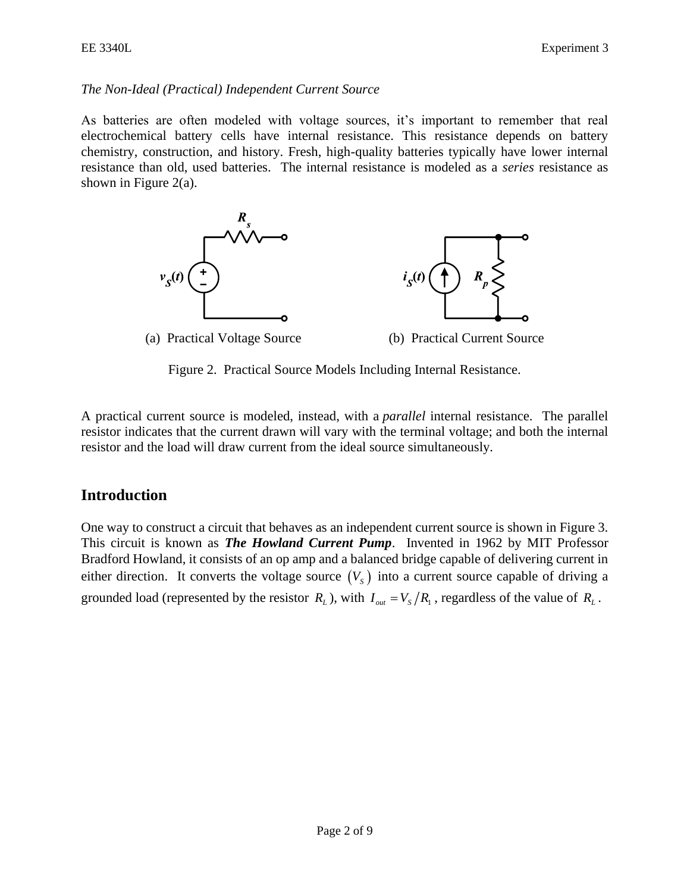*The Non-Ideal (Practical) Independent Current Source*

As batteries are often modeled with voltage sources, it's important to remember that real electrochemical battery cells have internal resistance. This resistance depends on battery chemistry, construction, and history. Fresh, high-quality batteries typically have lower internal resistance than old, used batteries. The internal resistance is modeled as a *series* resistance as shown in Figure 2(a).

(a) Practical Voltage Source (b) Practical Current Source

Figure 2. Practical Source Models Including Internal Resistance.

A practical current source is modeled, instead, with a *parallel* internal resistance. The parallel resistor indicates that the current drawn will vary with the terminal voltage; and both the internal resistor and the load will draw current from the ideal source simultaneously.

## Introduction

One way to construct a circuit that behaves as an independent current source is shown in Figure 3. This circuit is known as ***The Howland Current Pump***. Invented in 1962 by MIT Professor Bradford Howland, it consists of an op amp and a balanced bridge capable of delivering current in either direction. It converts the voltage source $(V_S)$ into a current source capable of driving a grounded load (represented by the resistor $R_L$), with $I_{out} = V_S / R_1$, regardless of the value of $R_L$.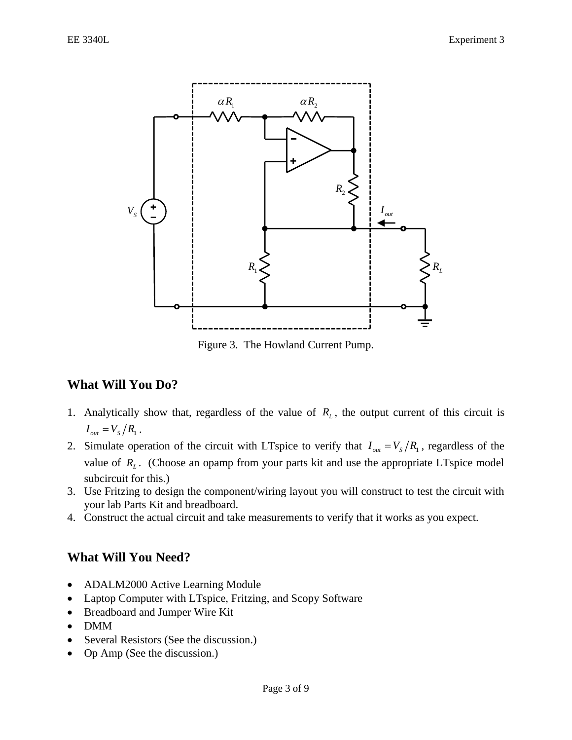Figure 3. The Howland Current Pump.

## What Will You Do?

1. Analytically show that, regardless of the value of $R_L$, the output current of this circuit is $I_{out} = V_S / R_1$.
2. Simulate operation of the circuit with LTspice to verify that $I_{out} = V_S / R_1$, regardless of the value of $R_L$. (Choose an opamp from your parts kit and use the appropriate LTspice model subcircuit for this.)
3. Use Fritzing to design the component/wiring layout you will construct to test the circuit with your lab Parts Kit and breadboard.
4. Construct the actual circuit and take measurements to verify that it works as you expect.

## What Will You Need?

- ADALM2000 Active Learning Module
- Laptop Computer with LTspice, Fritzing, and Scopy Software
- Breadboard and Jumper Wire Kit
- DMM
- Several Resistors (See the discussion.)
- Op Amp (See the discussion.)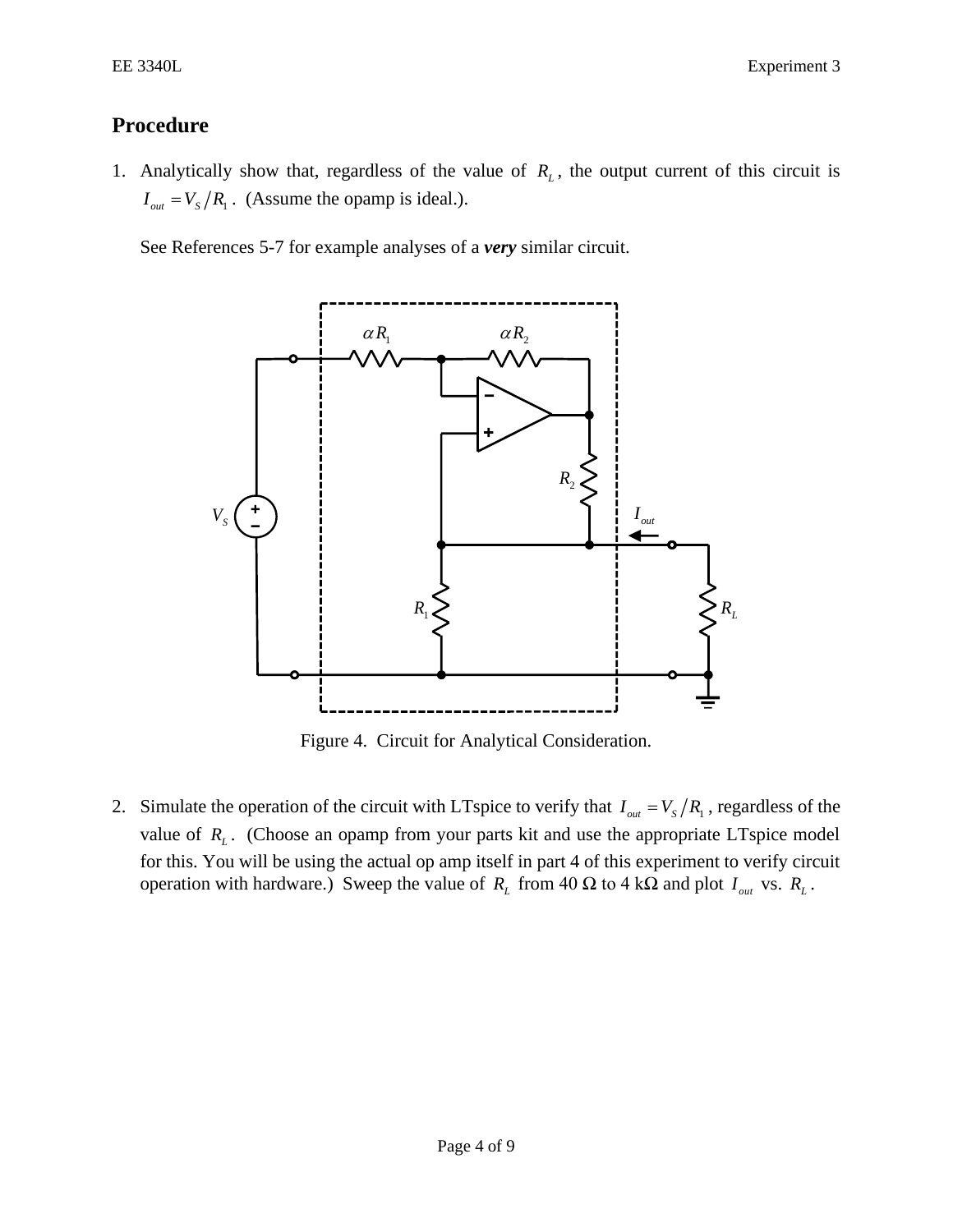## Procedure

1. Analytically show that, regardless of the value of $R_L$, the output current of this circuit is $I_{out} = V_S / R_1$. (Assume the opamp is ideal.).

   See References 5-7 for example analyses of a ***very*** similar circuit.

Figure 4. Circuit for Analytical Consideration.

2. Simulate the operation of the circuit with LTspice to verify that $I_{out} = V_S / R_1$, regardless of the value of $R_L$. (Choose an opamp from your parts kit and use the appropriate LTspice model for this. You will be using the actual op amp itself in part 4 of this experiment to verify circuit operation with hardware.) Sweep the value of $R_L$ from 40 Ω to 4 kΩ and plot $I_{out}$ vs. $R_L$.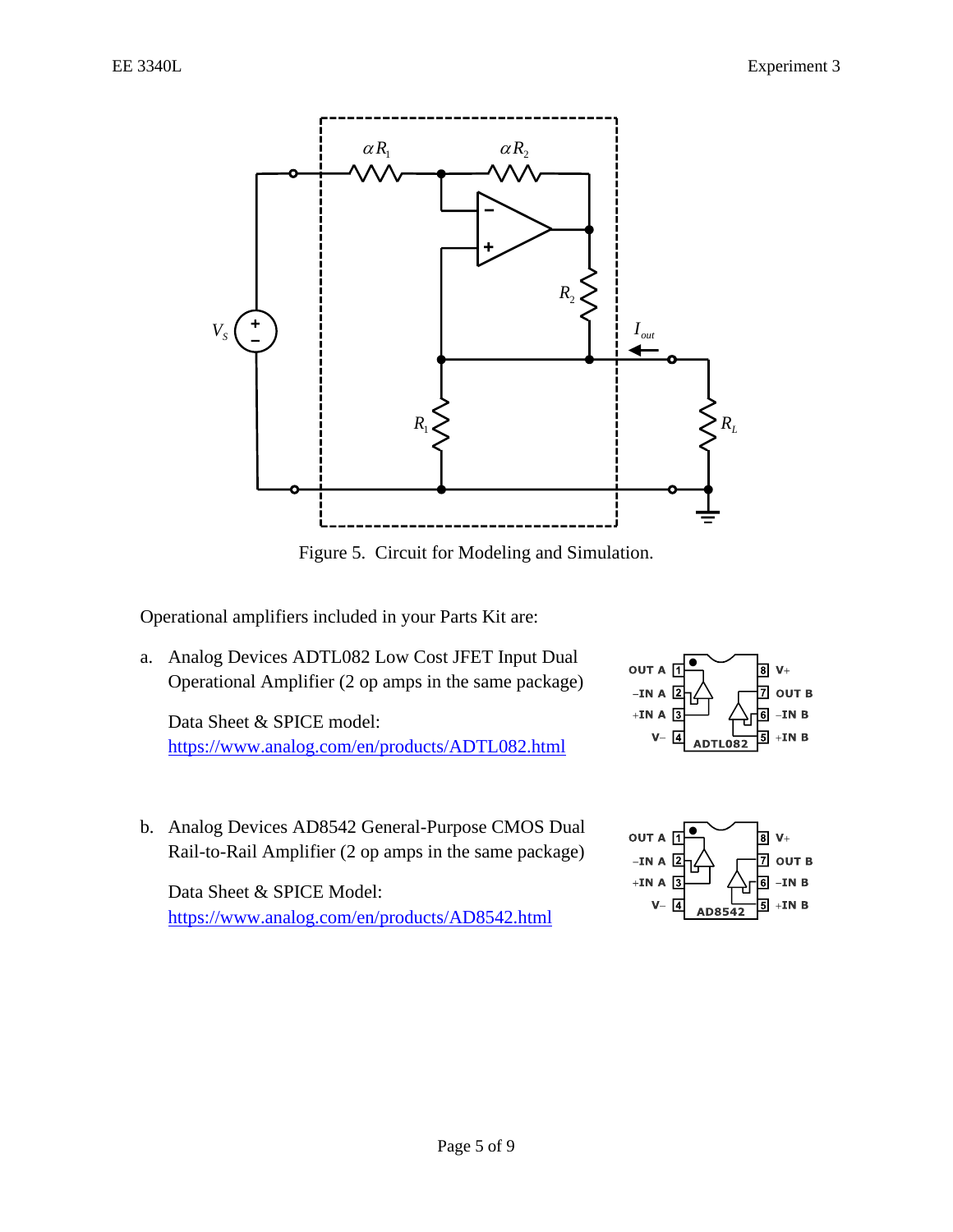Figure 5. Circuit for Modeling and Simulation.

Operational amplifiers included in your Parts Kit are:

a. Analog Devices ADTL082 Low Cost JFET Input Dual Operational Amplifier (2 op amps in the same package)

   Data Sheet & SPICE model:
   https://www.analog.com/en/products/ADTL082.html

b. Analog Devices AD8542 General-Purpose CMOS Dual Rail-to-Rail Amplifier (2 op amps in the same package)

   Data Sheet & SPICE Model:
   https://www.analog.com/en/products/AD8542.html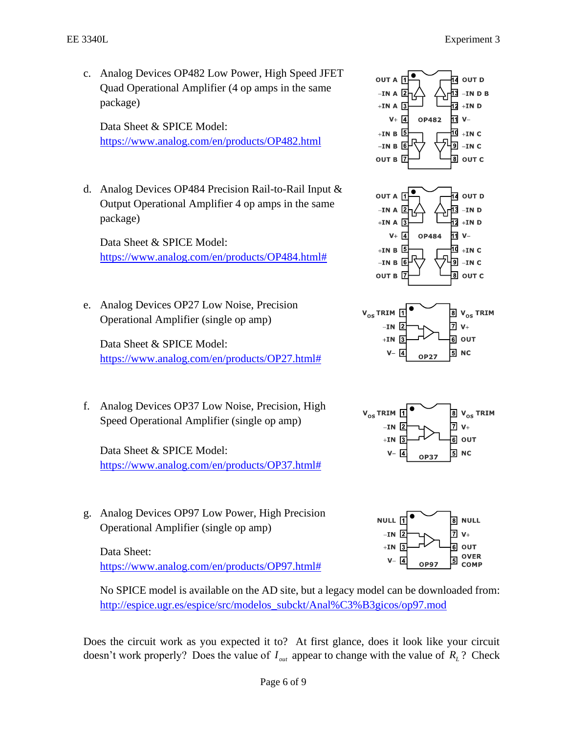c. Analog Devices OP482 Low Power, High Speed JFET Quad Operational Amplifier (4 op amps in the same package)

   Data Sheet & SPICE Model:
   [https://www.analog.com/en/products/OP482.html](https://www.analog.com/en/products/OP482.html)

d. Analog Devices OP484 Precision Rail-to-Rail Input & Output Operational Amplifier 4 op amps in the same package)

   Data Sheet & SPICE Model:
   [https://www.analog.com/en/products/OP484.html#](https://www.analog.com/en/products/OP484.html#)

e. Analog Devices OP27 Low Noise, Precision Operational Amplifier (single op amp)

   Data Sheet & SPICE Model:
   [https://www.analog.com/en/products/OP27.html#](https://www.analog.com/en/products/OP27.html#)

f. Analog Devices OP37 Low Noise, Precision, High Speed Operational Amplifier (single op amp)

   Data Sheet & SPICE Model:
   [https://www.analog.com/en/products/OP37.html#](https://www.analog.com/en/products/OP37.html#)

g. Analog Devices OP97 Low Power, High Precision Operational Amplifier (single op amp)

   Data Sheet:
   [https://www.analog.com/en/products/OP97.html#](https://www.analog.com/en/products/OP97.html#)

   No SPICE model is available on the AD site, but a legacy model can be downloaded from:
   [http://espice.ugr.es/espice/src/modelos_subckt/Anal%C3%B3gicos/op97.mod](http://espice.ugr.es/espice/src/modelos_subckt/Anal%C3%B3gicos/op97.mod)

Does the circuit work as you expected it to? At first glance, does it look like your circuit doesn't work properly? Does the value of $I_{out}$ appear to change with the value of $R_L$? Check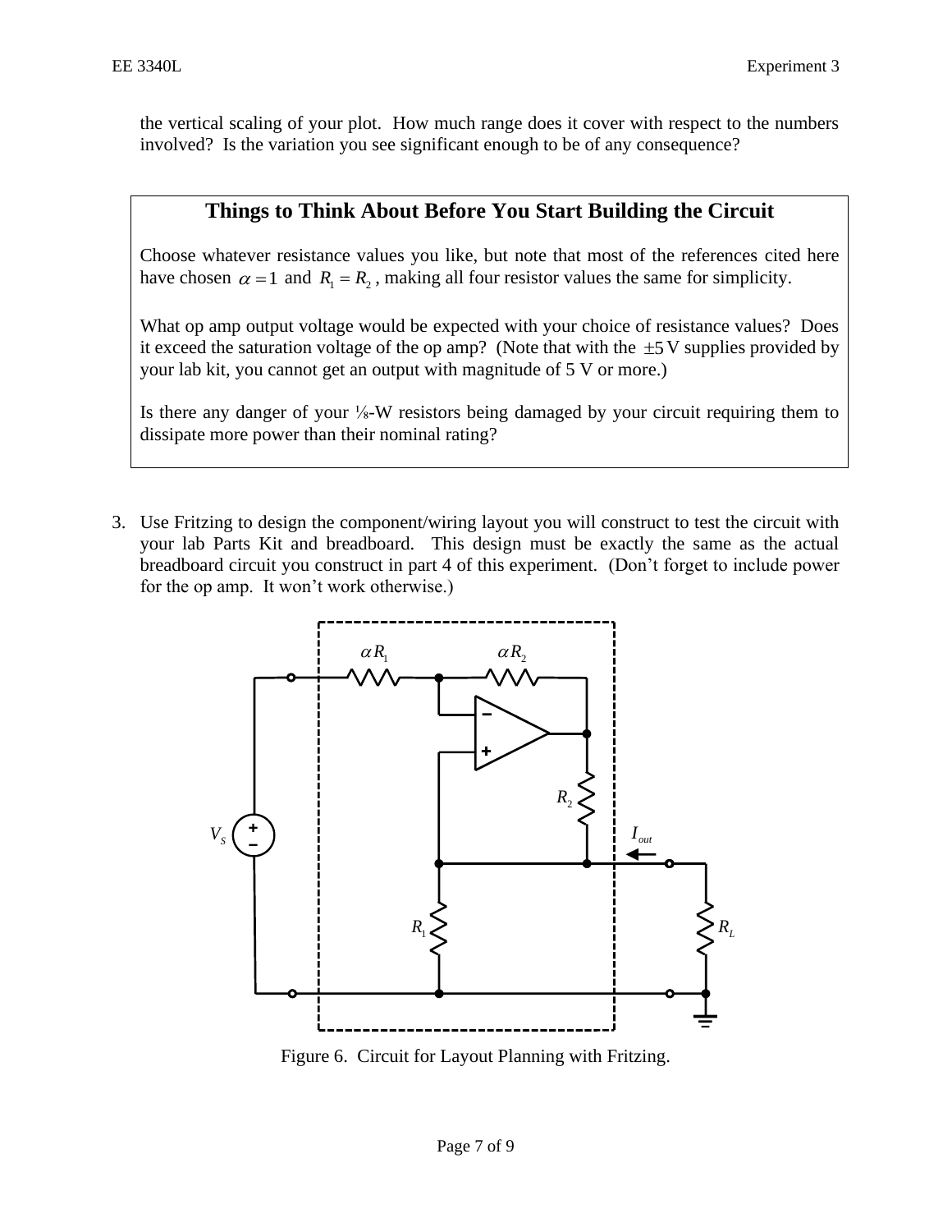the vertical scaling of your plot. How much range does it cover with respect to the numbers involved? Is the variation you see significant enough to be of any consequence?

## Things to Think About Before You Start Building the Circuit

Choose whatever resistance values you like, but note that most of the references cited here have chosen $\alpha = 1$ and $R_1 = R_2$, making all four resistor values the same for simplicity.

What op amp output voltage would be expected with your choice of resistance values? Does it exceed the saturation voltage of the op amp? (Note that with the $\pm 5$ V supplies provided by your lab kit, you cannot get an output with magnitude of 5 V or more.)

Is there any danger of your ⅛-W resistors being damaged by your circuit requiring them to dissipate more power than their nominal rating?

3. Use Fritzing to design the component/wiring layout you will construct to test the circuit with your lab Parts Kit and breadboard. This design must be exactly the same as the actual breadboard circuit you construct in part 4 of this experiment. (Don't forget to include power for the op amp. It won't work otherwise.)

Figure 6. Circuit for Layout Planning with Fritzing.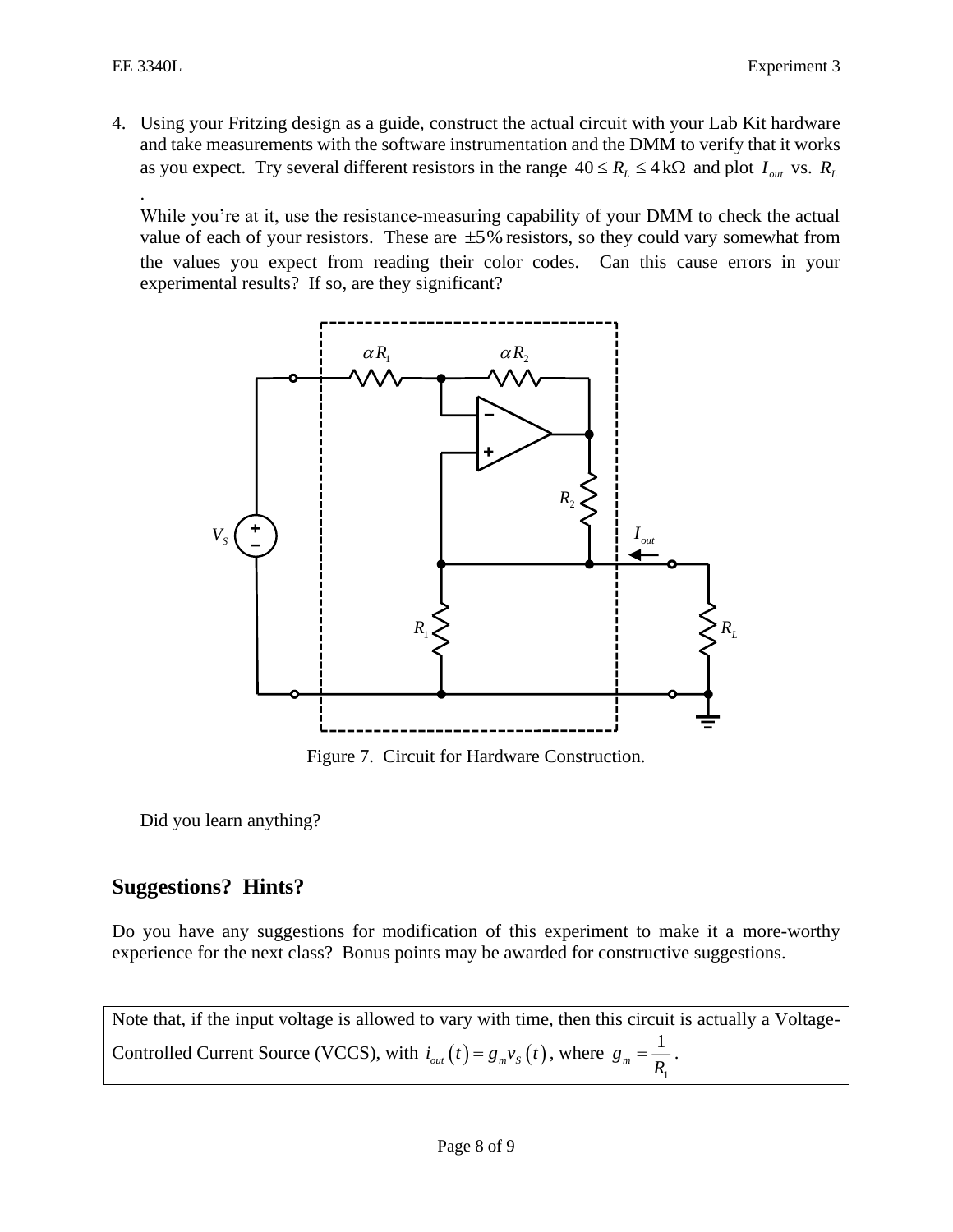4. Using your Fritzing design as a guide, construct the actual circuit with your Lab Kit hardware and take measurements with the software instrumentation and the DMM to verify that it works as you expect. Try several different resistors in the range $40 \le R_L \le 4\,\text{k}\Omega$ and plot $I_{out}$ vs. $R_L$.

   While you're at it, use the resistance-measuring capability of your DMM to check the actual value of each of your resistors. These are $\pm 5\%$ resistors, so they could vary somewhat from the values you expect from reading their color codes. Can this cause errors in your experimental results? If so, are they significant?

Figure 7. Circuit for Hardware Construction.

Did you learn anything?

## Suggestions? Hints?

Do you have any suggestions for modification of this experiment to make it a more-worthy experience for the next class? Bonus points may be awarded for constructive suggestions.

Note that, if the input voltage is allowed to vary with time, then this circuit is actually a Voltage-Controlled Current Source (VCCS), with $i_{out}(t) = g_m v_S(t)$, where $g_m = \dfrac{1}{R_1}$.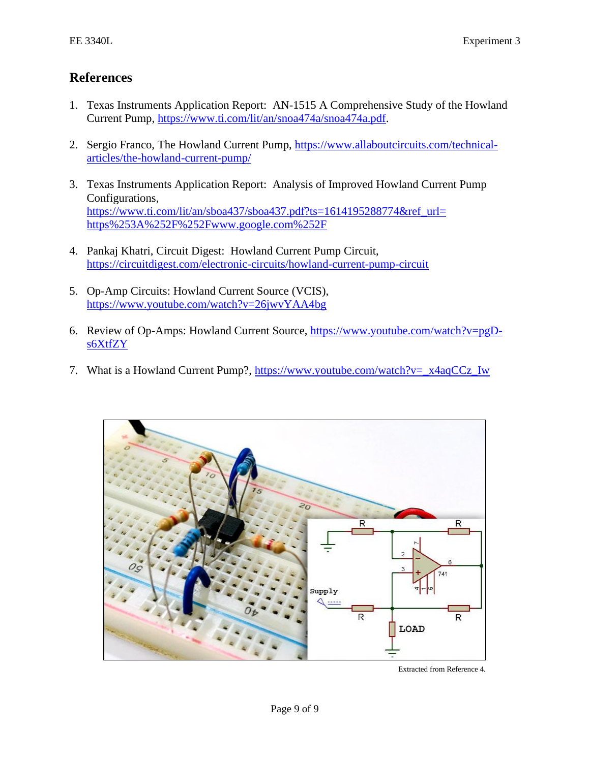## References

1. Texas Instruments Application Report: AN-1515 A Comprehensive Study of the Howland Current Pump, https://www.ti.com/lit/an/snoa474a/snoa474a.pdf.

2. Sergio Franco, The Howland Current Pump, https://www.allaboutcircuits.com/technical-articles/the-howland-current-pump/

3. Texas Instruments Application Report: Analysis of Improved Howland Current Pump Configurations, https://www.ti.com/lit/an/sboa437/sboa437.pdf?ts=1614195288774&ref_url=https%253A%252F%252Fwww.google.com%252F

4. Pankaj Khatri, Circuit Digest: Howland Current Pump Circuit, https://circuitdigest.com/electronic-circuits/howland-current-pump-circuit

5. Op-Amp Circuits: Howland Current Source (VCIS), https://www.youtube.com/watch?v=26jwvYAA4bg

6. Review of Op-Amps: Howland Current Source, https://www.youtube.com/watch?v=pgD-s6XtfZY

7. What is a Howland Current Pump?, https://www.youtube.com/watch?v=_x4aqCCz_Iw

Extracted from Reference 4.